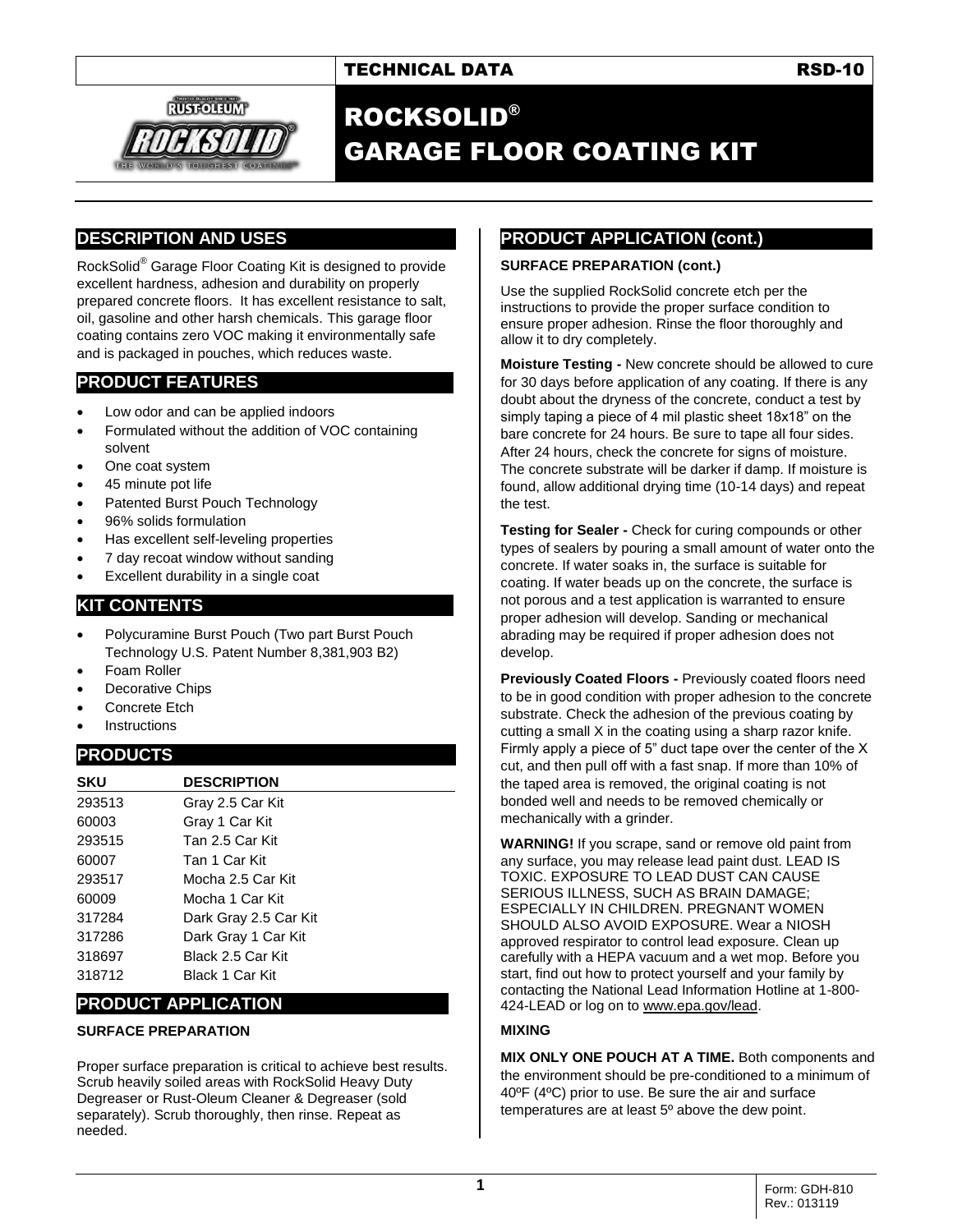TECHNICAL DATA RSD-10

# ROCKSOLID® GARAGE FLOOR COATING KIT

## DESCRIPTION AND USES

RockSolid® Garage Floor Coating Kit is designed to provide excellent hardness, adhesion and durability on properly prepared concrete floors. It has excellent resistance to salt, oil, gasoline and other harsh chemicals. This garage floor coating contains zero VOC making it environmentally safe and is packaged in pouches, which reduces waste.

## PRODUCT FEATURES

- Low odor and can be applied indoors
- Formulated without the addition of VOC containing solvent
- One coat system
- 45 minute pot life
- Patented Burst Pouch Technology
- 96% solids formulation
- Has excellent self-leveling properties
- 7 day recoat window without sanding
- Excellent durability in a single coat

## KIT CONTENTS

- Polycuramine Burst Pouch (Two part Burst Pouch Technology U.S. Patent Number 8,381,903 B2)
- Foam Roller
- Decorative Chips
- Concrete Etch
- Instructions

## PRODUCTS

| SKU | DESCRIPTION |
|---|---|
| 293513 | Gray 2.5 Car Kit |
| 60003 | Gray 1 Car Kit |
| 293515 | Tan 2.5 Car Kit |
| 60007 | Tan 1 Car Kit |
| 293517 | Mocha 2.5 Car Kit |
| 60009 | Mocha 1 Car Kit |
| 317284 | Dark Gray 2.5 Car Kit |
| 317286 | Dark Gray 1 Car Kit |
| 318697 | Black 2.5 Car Kit |
| 318712 | Black 1 Car Kit |

## PRODUCT APPLICATION

### SURFACE PREPARATION

Proper surface preparation is critical to achieve best results. Scrub heavily soiled areas with RockSolid Heavy Duty Degreaser or Rust-Oleum Cleaner & Degreaser (sold separately). Scrub thoroughly, then rinse. Repeat as needed.

## PRODUCT APPLICATION (cont.)

### SURFACE PREPARATION (cont.)

Use the supplied RockSolid concrete etch per the instructions to provide the proper surface condition to ensure proper adhesion. Rinse the floor thoroughly and allow it to dry completely.

**Moisture Testing -** New concrete should be allowed to cure for 30 days before application of any coating. If there is any doubt about the dryness of the concrete, conduct a test by simply taping a piece of 4 mil plastic sheet 18x18" on the bare concrete for 24 hours. Be sure to tape all four sides. After 24 hours, check the concrete for signs of moisture. The concrete substrate will be darker if damp. If moisture is found, allow additional drying time (10-14 days) and repeat the test.

**Testing for Sealer -** Check for curing compounds or other types of sealers by pouring a small amount of water onto the concrete. If water soaks in, the surface is suitable for coating. If water beads up on the concrete, the surface is not porous and a test application is warranted to ensure proper adhesion will develop. Sanding or mechanical abrading may be required if proper adhesion does not develop.

**Previously Coated Floors -** Previously coated floors need to be in good condition with proper adhesion to the concrete substrate. Check the adhesion of the previous coating by cutting a small X in the coating using a sharp razor knife. Firmly apply a piece of 5" duct tape over the center of the X cut, and then pull off with a fast snap. If more than 10% of the taped area is removed, the original coating is not bonded well and needs to be removed chemically or mechanically with a grinder.

**WARNING!** If you scrape, sand or remove old paint from any surface, you may release lead paint dust. LEAD IS TOXIC. EXPOSURE TO LEAD DUST CAN CAUSE SERIOUS ILLNESS, SUCH AS BRAIN DAMAGE; ESPECIALLY IN CHILDREN. PREGNANT WOMEN SHOULD ALSO AVOID EXPOSURE. Wear a NIOSH approved respirator to control lead exposure. Clean up carefully with a HEPA vacuum and a wet mop. Before you start, find out how to protect yourself and your family by contacting the National Lead Information Hotline at 1-800-424-LEAD or log on to www.epa.gov/lead.

### MIXING

**MIX ONLY ONE POUCH AT A TIME.** Both components and the environment should be pre-conditioned to a minimum of 40ºF (4ºC) prior to use. Be sure the air and surface temperatures are at least 5º above the dew point.

Form: GDH-810
Rev.: 013119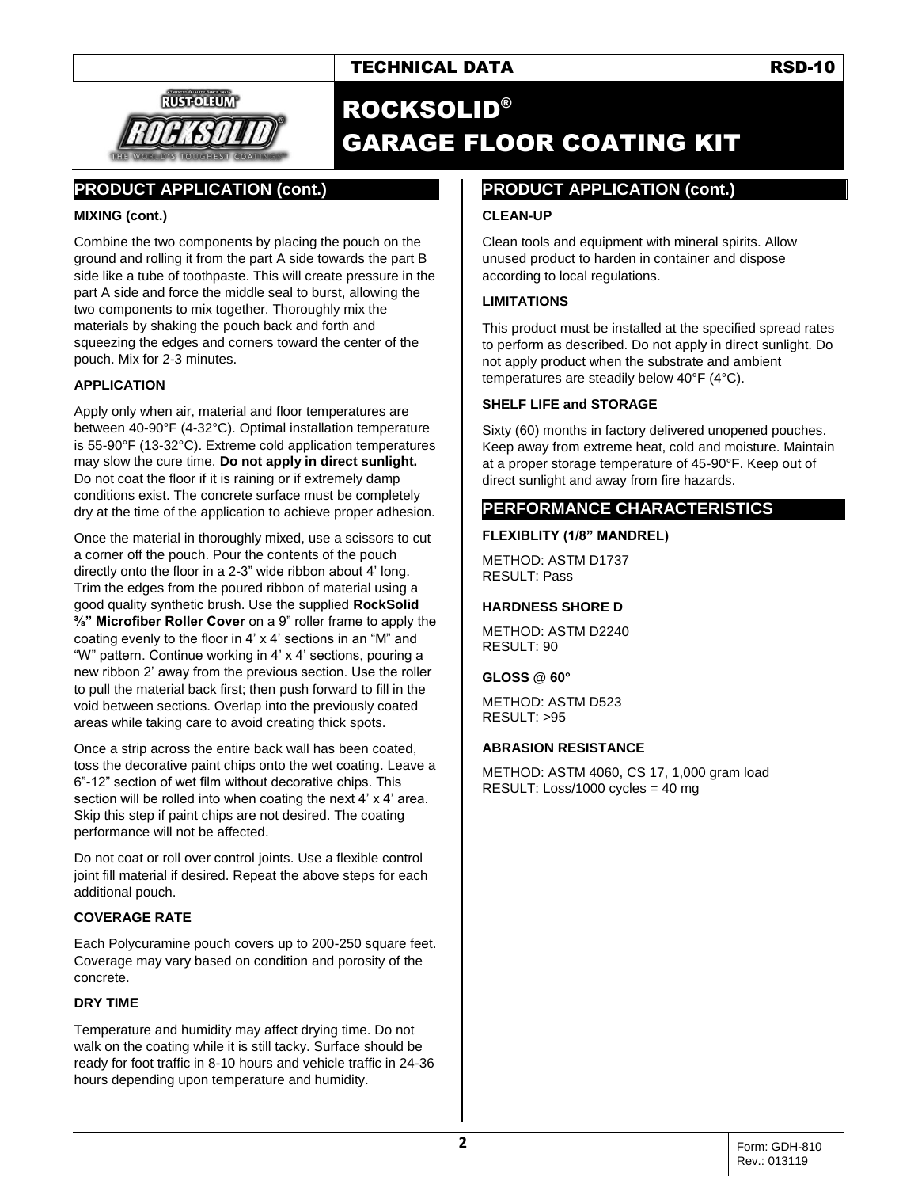## PRODUCT APPLICATION (cont.)

### MIXING (cont.)

Combine the two components by placing the pouch on the ground and rolling it from the part A side towards the part B side like a tube of toothpaste. This will create pressure in the part A side and force the middle seal to burst, allowing the two components to mix together. Thoroughly mix the materials by shaking the pouch back and forth and squeezing the edges and corners toward the center of the pouch. Mix for 2-3 minutes.

### APPLICATION

Apply only when air, material and floor temperatures are between 40-90°F (4-32°C). Optimal installation temperature is 55-90°F (13-32°C). Extreme cold application temperatures may slow the cure time. **Do not apply in direct sunlight.** Do not coat the floor if it is raining or if extremely damp conditions exist. The concrete surface must be completely dry at the time of the application to achieve proper adhesion.

Once the material in thoroughly mixed, use a scissors to cut a corner off the pouch. Pour the contents of the pouch directly onto the floor in a 2-3" wide ribbon about 4' long. Trim the edges from the poured ribbon of material using a good quality synthetic brush. Use the supplied **RockSolid ⅜" Microfiber Roller Cover** on a 9" roller frame to apply the coating evenly to the floor in 4' x 4' sections in an "M" and "W" pattern. Continue working in 4' x 4' sections, pouring a new ribbon 2' away from the previous section. Use the roller to pull the material back first; then push forward to fill in the void between sections. Overlap into the previously coated areas while taking care to avoid creating thick spots.

Once a strip across the entire back wall has been coated, toss the decorative paint chips onto the wet coating. Leave a 6"-12" section of wet film without decorative chips. This section will be rolled into when coating the next 4' x 4' area. Skip this step if paint chips are not desired. The coating performance will not be affected.

Do not coat or roll over control joints. Use a flexible control joint fill material if desired. Repeat the above steps for each additional pouch.

### COVERAGE RATE

Each Polycuramine pouch covers up to 200-250 square feet. Coverage may vary based on condition and porosity of the concrete.

### DRY TIME

Temperature and humidity may affect drying time. Do not walk on the coating while it is still tacky. Surface should be ready for foot traffic in 8-10 hours and vehicle traffic in 24-36 hours depending upon temperature and humidity.

## PRODUCT APPLICATION (cont.)

### CLEAN-UP

Clean tools and equipment with mineral spirits. Allow unused product to harden in container and dispose according to local regulations.

### LIMITATIONS

This product must be installed at the specified spread rates to perform as described. Do not apply in direct sunlight. Do not apply product when the substrate and ambient temperatures are steadily below 40°F (4°C).

### SHELF LIFE and STORAGE

Sixty (60) months in factory delivered unopened pouches. Keep away from extreme heat, cold and moisture. Maintain at a proper storage temperature of 45-90°F. Keep out of direct sunlight and away from fire hazards.

## PERFORMANCE CHARACTERISTICS

### FLEXIBLITY (1/8" MANDREL)

METHOD: ASTM D1737
RESULT: Pass

### HARDNESS SHORE D

METHOD: ASTM D2240
RESULT: 90

### GLOSS @ 60°

METHOD: ASTM D523
RESULT: >95

### ABRASION RESISTANCE

METHOD: ASTM 4060, CS 17, 1,000 gram load
RESULT: Loss/1000 cycles = 40 mg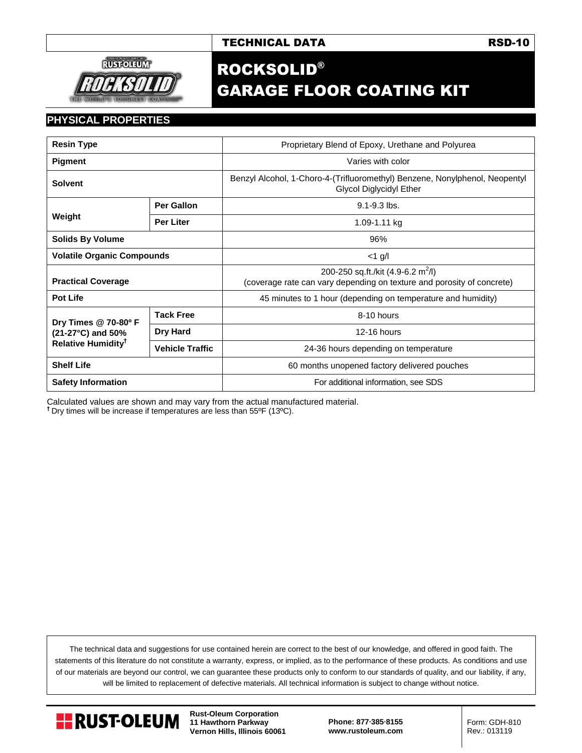TECHNICAL DATA RSD-10

# ROCKSOLID® GARAGE FLOOR COATING KIT

## PHYSICAL PROPERTIES

| | | |
|---|---|---|
| **Resin Type** | | Proprietary Blend of Epoxy, Urethane and Polyurea |
| **Pigment** | | Varies with color |
| **Solvent** | | Benzyl Alcohol, 1-Choro-4-(Trifluoromethyl) Benzene, Nonylphenol, Neopentyl Glycol Diglycidyl Ether |
| **Weight** | **Per Gallon** | 9.1-9.3 lbs. |
| | **Per Liter** | 1.09-1.11 kg |
| **Solids By Volume** | | 96% |
| **Volatile Organic Compounds** | | <1 g/l |
| **Practical Coverage** | | 200-250 sq.ft./kit (4.9-6.2 $m^2$/l) (coverage rate can vary depending on texture and porosity of concrete) |
| **Pot Life** | | 45 minutes to 1 hour (depending on temperature and humidity) |
| **Dry Times @ 70-80º F (21-27°C) and 50% Relative Humidity†** | **Tack Free** | 8-10 hours |
| | **Dry Hard** | 12-16 hours |
| | **Vehicle Traffic** | 24-36 hours depending on temperature |
| **Shelf Life** | | 60 months unopened factory delivered pouches |
| **Safety Information** | | For additional information, see SDS |

Calculated values are shown and may vary from the actual manufactured material.
† Dry times will be increase if temperatures are less than 55ºF (13ºC).

The technical data and suggestions for use contained herein are correct to the best of our knowledge, and offered in good faith. The statements of this literature do not constitute a warranty, express, or implied, as to the performance of these products. As conditions and use of our materials are beyond our control, we can guarantee these products only to conform to our standards of quality, and our liability, if any, will be limited to replacement of defective materials. All technical information is subject to change without notice.

RUST-OLEUM

Rust-Oleum Corporation
11 Hawthorn Parkway
Vernon Hills, Illinois 60061

Phone: 877·385·8155
www.rustoleum.com

Form: GDH-810
Rev.: 013119